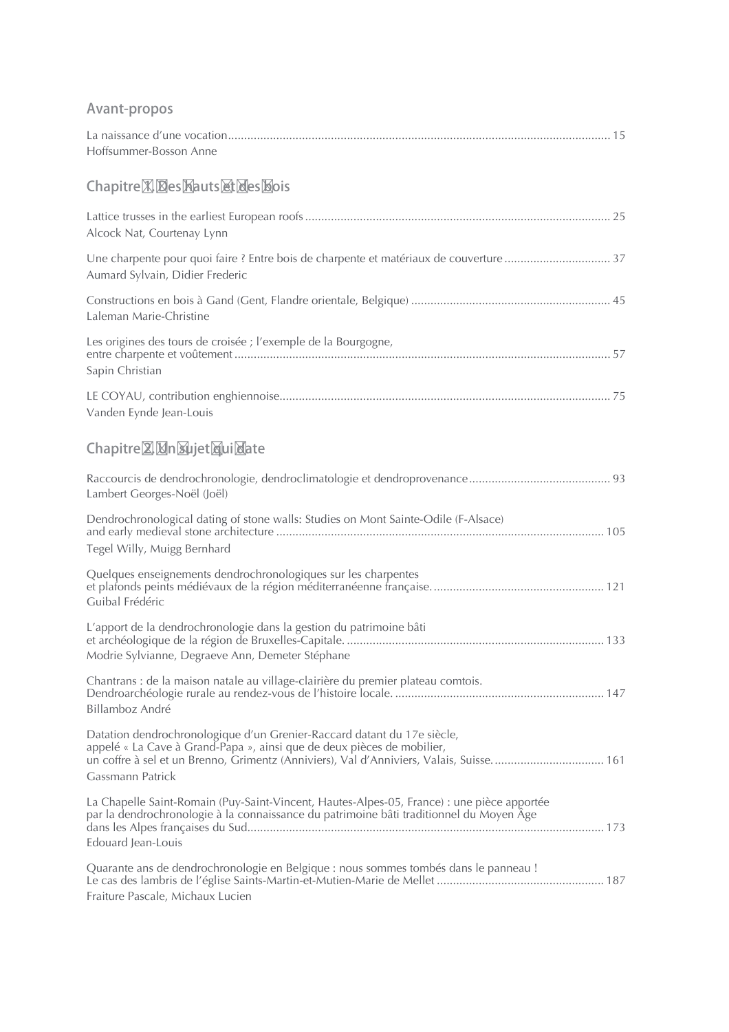## Avant-propos

La naissance d'une vocation ........ 15
Hoffsummer-Bosson Anne

## Chapitre 1. Des hauts et des bois

Lattice trusses in the earliest European roofs ........ 25
Alcock Nat, Courtenay Lynn

Une charpente pour quoi faire ? Entre bois de charpente et matériaux de couverture ........ 37
Aumard Sylvain, Didier Frederic

Constructions en bois à Gand (Gent, Flandre orientale, Belgique) ........ 45
Laleman Marie-Christine

Les origines des tours de croisée ; l'exemple de la Bourgogne, entre charpente et voûtement ........ 57
Sapin Christian

LE COYAU, contribution enghiennoise ........ 75
Vanden Eynde Jean-Louis

## Chapitre 2. Un sujet qui date

Raccourcis de dendrochronologie, dendroclimatologie et dendroprovenance ........ 93
Lambert Georges-Noël (Joël)

Dendrochronological dating of stone walls: Studies on Mont Sainte-Odile (F-Alsace) and early medieval stone architecture ........ 105
Tegel Willy, Muigg Bernhard

Quelques enseignements dendrochronologiques sur les charpentes et plafonds peints médiévaux de la région méditerranéenne française. ........ 121
Guibal Frédéric

L'apport de la dendrochronologie dans la gestion du patrimoine bâti et archéologique de la région de Bruxelles-Capitale. ........ 133
Modrie Sylvianne, Degraeve Ann, Demeter Stéphane

Chantrans : de la maison natale au village-clairière du premier plateau comtois. Dendroarchéologie rurale au rendez-vous de l'histoire locale. ........ 147
Billamboz André

Datation dendrochronologique d'un Grenier-Raccard datant du 17e siècle, appelé « La Cave à Grand-Papa », ainsi que de deux pièces de mobilier, un coffre à sel et un Brenno, Grimentz (Anniviers), Val d'Anniviers, Valais, Suisse. ........ 161
Gassmann Patrick

La Chapelle Saint-Romain (Puy-Saint-Vincent, Hautes-Alpes-05, France) : une pièce apportée par la dendrochronologie à la connaissance du patrimoine bâti traditionnel du Moyen Âge dans les Alpes françaises du Sud ........ 173
Edouard Jean-Louis

Quarante ans de dendrochronologie en Belgique : nous sommes tombés dans le panneau ! Le cas des lambris de l'église Saints-Martin-et-Mutien-Marie de Mellet ........ 187
Fraiture Pascale, Michaux Lucien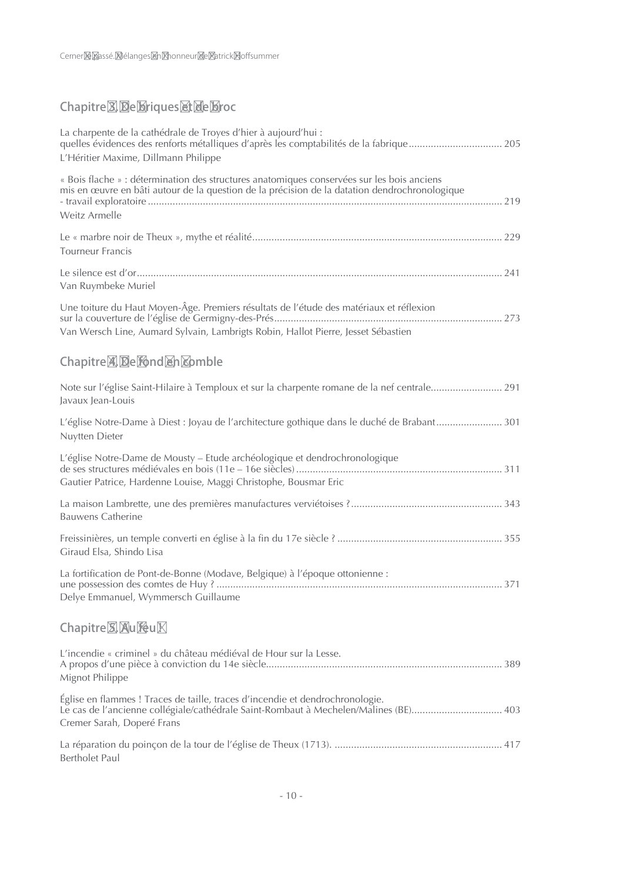## Chapitre 3. De briques et de broc

La charpente de la cathédrale de Troyes d'hier à aujourd'hui : quelles évidences des renforts métalliques d'après les comptabilités de la fabrique .................................. 205
L'Héritier Maxime, Dillmann Philippe

« Bois flache » : détermination des structures anatomiques conservées sur les bois anciens mis en œuvre en bâti autour de la question de la précision de la datation dendrochronologique - travail exploratoire .................................................................................................................................. 219
Weitz Armelle

Le « marbre noir de Theux », mythe et réalité.......................................................................................... 229
Tourneur Francis

Le silence est d'or.................................................................................................................................... 241
Van Ruymbeke Muriel

Une toiture du Haut Moyen-Âge. Premiers résultats de l'étude des matériaux et réflexion sur la couverture de l'église de Germigny-des-Prés.................................................................................. 273
Van Wersch Line, Aumard Sylvain, Lambrigts Robin, Hallot Pierre, Jesset Sébastien

## Chapitre 4. De fond en comble

Note sur l'église Saint-Hilaire à Temploux et sur la charpente romane de la nef centrale.......................... 291
Javaux Jean-Louis

L'église Notre-Dame à Diest : Joyau de l'architecture gothique dans le duché de Brabant........................ 301
Nuytten Dieter

L'église Notre-Dame de Mousty – Etude archéologique et dendrochronologique de ses structures médiévales en bois (11e – 16e siècles) .......................................................................... 311
Gautier Patrice, Hardenne Louise, Maggi Christophe, Bousmar Eric

La maison Lambrette, une des premières manufactures verviétoises ?....................................................... 343
Bauwens Catherine

Freissinières, un temple converti en église à la fin du 17e siècle ? ............................................................ 355
Giraud Elsa, Shindo Lisa

La fortification de Pont-de-Bonne (Modave, Belgique) à l'époque ottonienne : une possession des comtes de Huy ? ........................................................................................................ 371
Delye Emmanuel, Wymmersch Guillaume

## Chapitre 5. Au feu !

L'incendie « criminel » du château médiéval de Hour sur la Lesse. A propos d'une pièce à conviction du 14e siècle..................................................................................... 389
Mignot Philippe

Église en flammes ! Traces de taille, traces d'incendie et dendrochronologie. Le cas de l'ancienne collégiale/cathédrale Saint-Rombaut à Mechelen/Malines (BE)................................. 403
Cremer Sarah, Doperé Frans

La réparation du poinçon de la tour de l'église de Theux (1713). ............................................................. 417
Bertholet Paul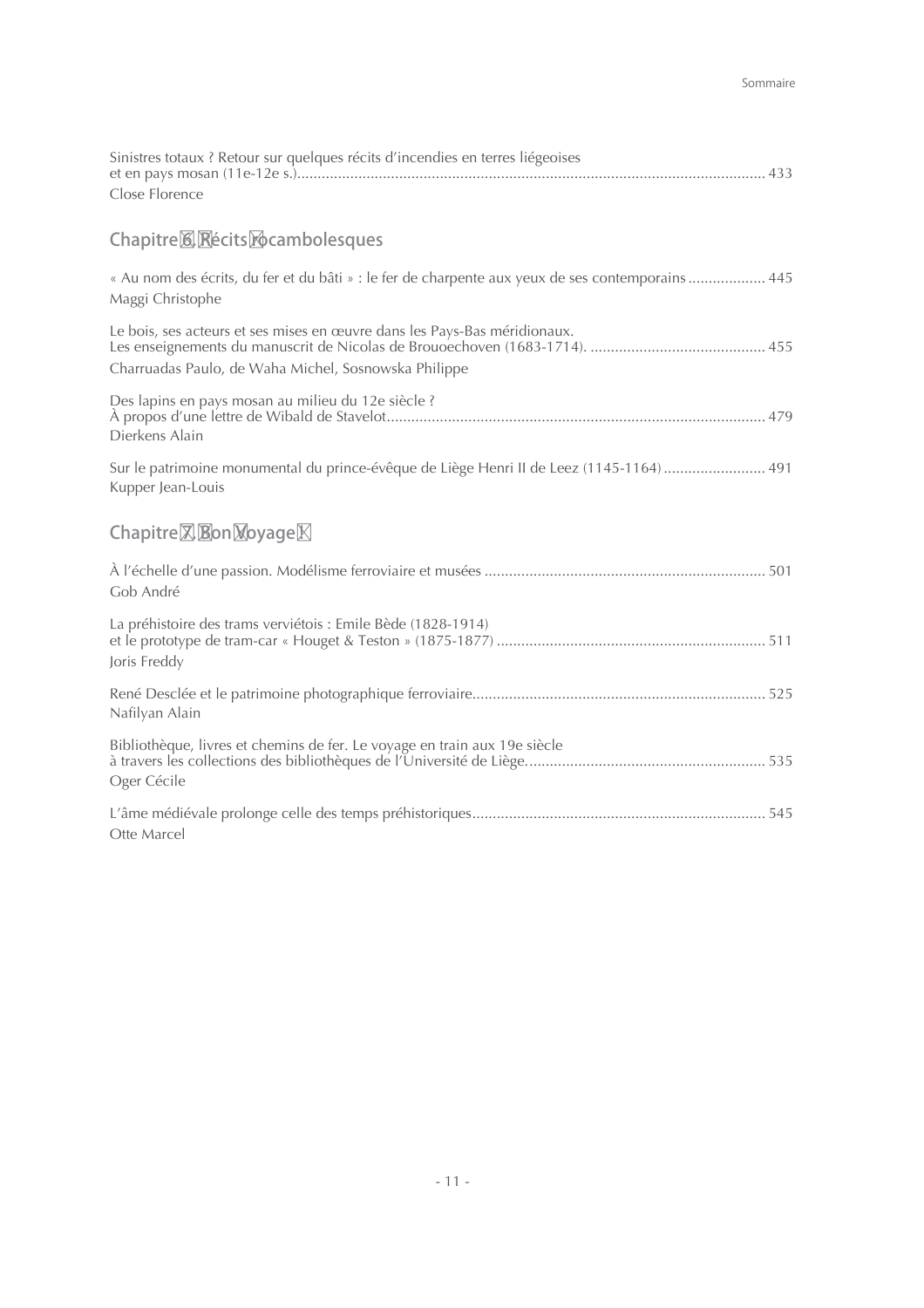Sinistres totaux ? Retour sur quelques récits d'incendies en terres liégeoises et en pays mosan (11e-12e s.)....... 433
Close Florence

## Chapitre 6. Récits rocambolesques

« Au nom des écrits, du fer et du bâti » : le fer de charpente aux yeux de ses contemporains....... 445
Maggi Christophe

Le bois, ses acteurs et ses mises en œuvre dans les Pays-Bas méridionaux. Les enseignements du manuscrit de Nicolas de Brouoechoven (1683-1714)....... 455
Charruadas Paulo, de Waha Michel, Sosnowska Philippe

Des lapins en pays mosan au milieu du 12e siècle ? À propos d'une lettre de Wibald de Stavelot....... 479
Dierkens Alain

Sur le patrimoine monumental du prince-évêque de Liège Henri II de Leez (1145-1164)....... 491
Kupper Jean-Louis

## Chapitre 7. Bon Voyage !

À l'échelle d'une passion. Modélisme ferroviaire et musées....... 501
Gob André

La préhistoire des trams verviétois : Emile Bède (1828-1914) et le prototype de tram-car « Houget & Teston » (1875-1877)....... 511
Joris Freddy

René Desclée et le patrimoine photographique ferroviaire....... 525
Nafilyan Alain

Bibliothèque, livres et chemins de fer. Le voyage en train aux 19e siècle à travers les collections des bibliothèques de l'Université de Liège....... 535
Oger Cécile

L'âme médiévale prolonge celle des temps préhistoriques....... 545
Otte Marcel